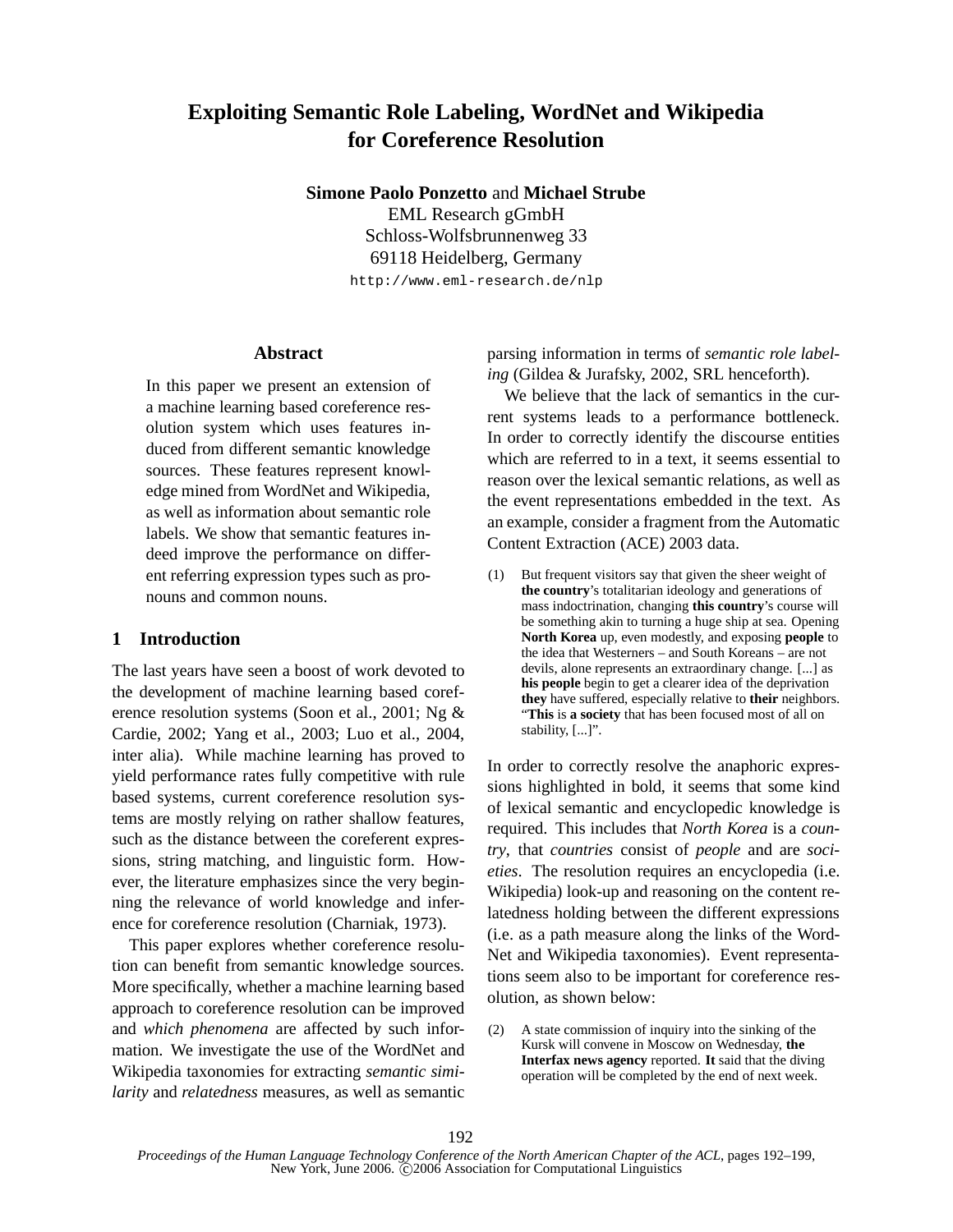# Exploiting Semantic Role Labeling, WordNet and Wikipedia for Coreference Resolution

**Simone Paolo Ponzetto** and **Michael Strube**
EML Research gGmbH
Schloss-Wolfsbrunnenweg 33
69118 Heidelberg, Germany
http://www.eml-research.de/nlp

## Abstract

In this paper we present an extension of a machine learning based coreference resolution system which uses features induced from different semantic knowledge sources. These features represent knowledge mined from WordNet and Wikipedia, as well as information about semantic role labels. We show that semantic features indeed improve the performance on different referring expression types such as pronouns and common nouns.

## 1 Introduction

The last years have seen a boost of work devoted to the development of machine learning based coreference resolution systems (Soon et al., 2001; Ng & Cardie, 2002; Yang et al., 2003; Luo et al., 2004, inter alia). While machine learning has proved to yield performance rates fully competitive with rule based systems, current coreference resolution systems are mostly relying on rather shallow features, such as the distance between the coreferent expressions, string matching, and linguistic form. However, the literature emphasizes since the very beginning the relevance of world knowledge and inference for coreference resolution (Charniak, 1973).

This paper explores whether coreference resolution can benefit from semantic knowledge sources. More specifically, whether a machine learning based approach to coreference resolution can be improved and *which phenomena* are affected by such information. We investigate the use of the WordNet and Wikipedia taxonomies for extracting *semantic similarity* and *relatedness* measures, as well as semantic parsing information in terms of *semantic role labeling* (Gildea & Jurafsky, 2002, SRL henceforth).

We believe that the lack of semantics in the current systems leads to a performance bottleneck. In order to correctly identify the discourse entities which are referred to in a text, it seems essential to reason over the lexical semantic relations, as well as the event representations embedded in the text. As an example, consider a fragment from the Automatic Content Extraction (ACE) 2003 data.

(1) But frequent visitors say that given the sheer weight of **the country**'s totalitarian ideology and generations of mass indoctrination, changing **this country**'s course will be something akin to turning a huge ship at sea. Opening **North Korea** up, even modestly, and exposing **people** to the idea that Westerners – and South Koreans – are not devils, alone represents an extraordinary change. [...] as **his people** begin to get a clearer idea of the deprivation **they** have suffered, especially relative to **their** neighbors. "**This** is **a society** that has been focused most of all on stability, [...]".

In order to correctly resolve the anaphoric expressions highlighted in bold, it seems that some kind of lexical semantic and encyclopedic knowledge is required. This includes that *North Korea* is a *country*, that *countries* consist of *people* and are *societies*. The resolution requires an encyclopedia (i.e. Wikipedia) look-up and reasoning on the content relatedness holding between the different expressions (i.e. as a path measure along the links of the WordNet and Wikipedia taxonomies). Event representations seem also to be important for coreference resolution, as shown below:

(2) A state commission of inquiry into the sinking of the Kursk will convene in Moscow on Wednesday, **the Interfax news agency** reported. **It** said that the diving operation will be completed by the end of next week.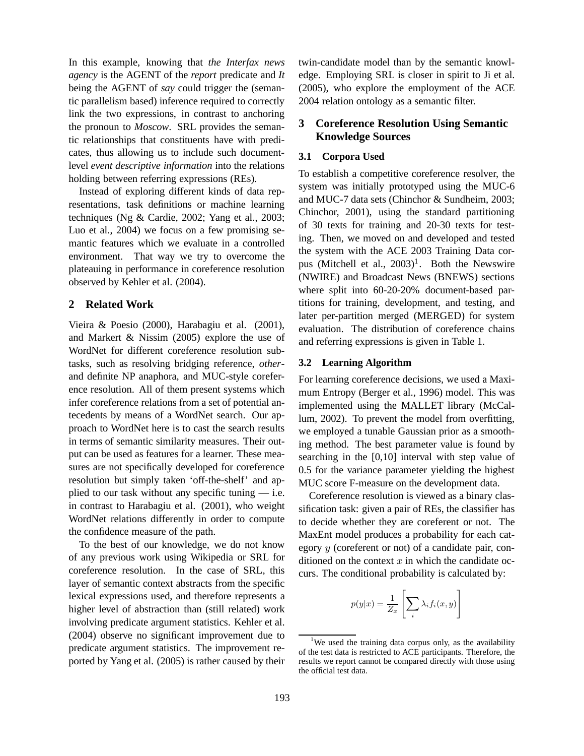In this example, knowing that *the Interfax news agency* is the AGENT of the *report* predicate and *It* being the AGENT of *say* could trigger the (semantic parallelism based) inference required to correctly link the two expressions, in contrast to anchoring the pronoun to *Moscow*. SRL provides the semantic relationships that constituents have with predicates, thus allowing us to include such document-level *event descriptive information* into the relations holding between referring expressions (REs).

Instead of exploring different kinds of data representations, task definitions or machine learning techniques (Ng & Cardie, 2002; Yang et al., 2003; Luo et al., 2004) we focus on a few promising semantic features which we evaluate in a controlled environment. That way we try to overcome the plateauing in performance in coreference resolution observed by Kehler et al. (2004).

## 2 Related Work

Vieira & Poesio (2000), Harabagiu et al. (2001), and Markert & Nissim (2005) explore the use of WordNet for different coreference resolution subtasks, such as resolving bridging reference, *other*- and definite NP anaphora, and MUC-style coreference resolution. All of them present systems which infer coreference relations from a set of potential antecedents by means of a WordNet search. Our approach to WordNet here is to cast the search results in terms of semantic similarity measures. Their output can be used as features for a learner. These measures are not specifically developed for coreference resolution but simply taken 'off-the-shelf' and applied to our task without any specific tuning — i.e. in contrast to Harabagiu et al. (2001), who weight WordNet relations differently in order to compute the confidence measure of the path.

To the best of our knowledge, we do not know of any previous work using Wikipedia or SRL for coreference resolution. In the case of SRL, this layer of semantic context abstracts from the specific lexical expressions used, and therefore represents a higher level of abstraction than (still related) work involving predicate argument statistics. Kehler et al. (2004) observe no significant improvement due to predicate argument statistics. The improvement reported by Yang et al. (2005) is rather caused by their twin-candidate model than by the semantic knowledge. Employing SRL is closer in spirit to Ji et al. (2005), who explore the employment of the ACE 2004 relation ontology as a semantic filter.

## 3 Coreference Resolution Using Semantic Knowledge Sources

### 3.1 Corpora Used

To establish a competitive coreference resolver, the system was initially prototyped using the MUC-6 and MUC-7 data sets (Chinchor & Sundheim, 2003; Chinchor, 2001), using the standard partitioning of 30 texts for training and 20-30 texts for testing. Then, we moved on and developed and tested the system with the ACE 2003 Training Data corpus (Mitchell et al., 2003)[1]. Both the Newswire (NWIRE) and Broadcast News (BNEWS) sections where split into 60-20-20% document-based partitions for training, development, and testing, and later per-partition merged (MERGED) for system evaluation. The distribution of coreference chains and referring expressions is given in Table 1.

### 3.2 Learning Algorithm

For learning coreference decisions, we used a Maximum Entropy (Berger et al., 1996) model. This was implemented using the MALLET library (McCallum, 2002). To prevent the model from overfitting, we employed a tunable Gaussian prior as a smoothing method. The best parameter value is found by searching in the [0,10] interval with step value of 0.5 for the variance parameter yielding the highest MUC score F-measure on the development data.

Coreference resolution is viewed as a binary classification task: given a pair of REs, the classifier has to decide whether they are coreferent or not. The MaxEnt model produces a probability for each category $y$ (coreferent or not) of a candidate pair, conditioned on the context $x$ in which the candidate occurs. The conditional probability is calculated by:

$$p(y|x) = \frac{1}{Z_x}\left[\sum_i \lambda_i f_i(x, y)\right]$$

[1] We used the training data corpus only, as the availability of the test data is restricted to ACE participants. Therefore, the results we report cannot be compared directly with those using the official test data.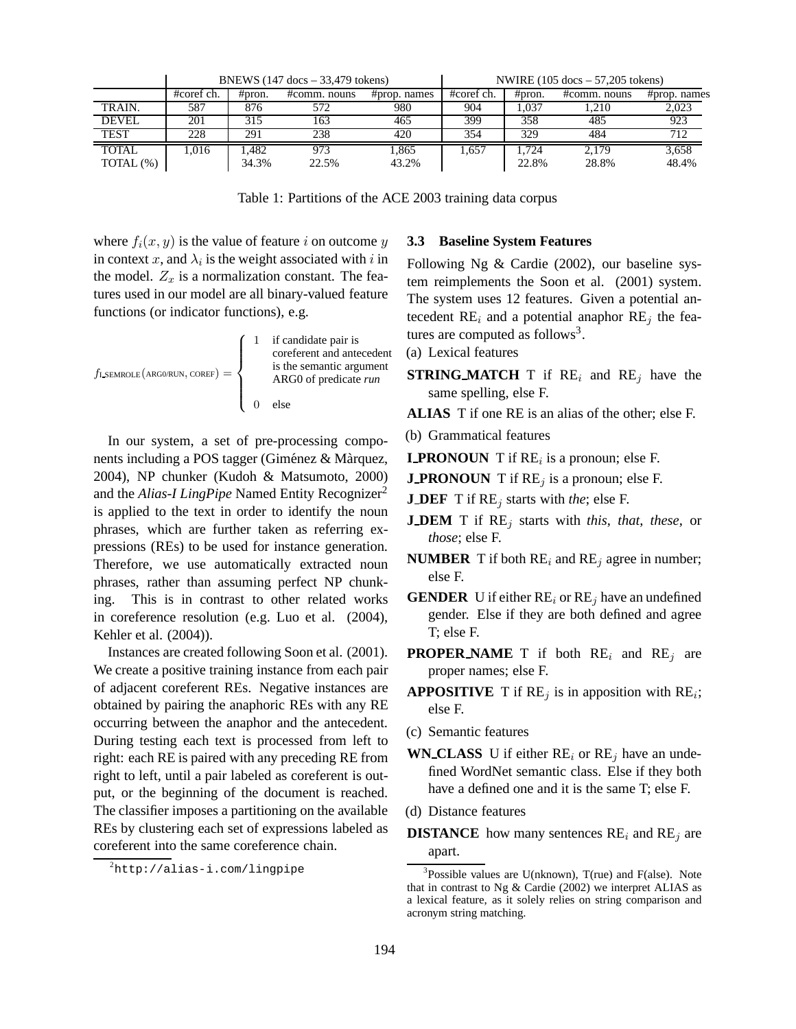| | BNEWS (147 docs – 33,479 tokens) | | | | NWIRE (105 docs – 57,205 tokens) | | | |
|---|---|---|---|---|---|---|---|---|
| | #coref ch. | #pron. | #comm. nouns | #prop. names | #coref ch. | #pron. | #comm. nouns | #prop. names |
| TRAIN. | 587 | 876 | 572 | 980 | 904 | 1,037 | 1,210 | 2,023 |
| DEVEL | 201 | 315 | 163 | 465 | 399 | 358 | 485 | 923 |
| TEST | 228 | 291 | 238 | 420 | 354 | 329 | 484 | 712 |
| TOTAL | 1,016 | 1,482 | 973 | 1,865 | 1,657 | 1,724 | 2,179 | 3,658 |
| TOTAL (%) | | 34.3% | 22.5% | 43.2% | | 22.8% | 28.8% | 48.4% |

Table 1: Partitions of the ACE 2003 training data corpus

where $f_i(x, y)$ is the value of feature $i$ on outcome $y$ in context $x$, and $\lambda_i$ is the weight associated with $i$ in the model. $Z_x$ is a normalization constant. The features used in our model are all binary-valued feature functions (or indicator functions), e.g.

$$f_{\text{I\_SEMROLE}}(\text{ARG0/RUN, COREF}) = \begin{cases} 1 & \text{if candidate pair is coreferent and antecedent is the semantic argument ARG0 of predicate } \textit{run} \\ 0 & \text{else} \end{cases}$$

In our system, a set of pre-processing components including a POS tagger (Giménez & Màrquez, 2004), NP chunker (Kudoh & Matsumoto, 2000) and the *Alias-I LingPipe* Named Entity Recognizer[2] is applied to the text in order to identify the noun phrases, which are further taken as referring expressions (REs) to be used for instance generation. Therefore, we use automatically extracted noun phrases, rather than assuming perfect NP chunking. This is in contrast to other related works in coreference resolution (e.g. Luo et al. (2004), Kehler et al. (2004)).

Instances are created following Soon et al. (2001). We create a positive training instance from each pair of adjacent coreferent REs. Negative instances are obtained by pairing the anaphoric REs with any RE occurring between the anaphor and the antecedent. During testing each text is processed from left to right: each RE is paired with any preceding RE from right to left, until a pair labeled as coreferent is output, or the beginning of the document is reached. The classifier imposes a partitioning on the available REs by clustering each set of expressions labeled as coreferent into the same coreference chain.

[2] `http://alias-i.com/lingpipe`

### 3.3 Baseline System Features

Following Ng & Cardie (2002), our baseline system reimplements the Soon et al. (2001) system. The system uses 12 features. Given a potential antecedent $\text{RE}_i$ and a potential anaphor $\text{RE}_j$ the features are computed as follows[3].

(a) Lexical features

**STRING_MATCH** T if $\text{RE}_i$ and $\text{RE}_j$ have the same spelling, else F.

**ALIAS** T if one RE is an alias of the other; else F.

(b) Grammatical features

**I_PRONOUN** T if $\text{RE}_i$ is a pronoun; else F.

**J_PRONOUN** T if $\text{RE}_j$ is a pronoun; else F.

**J_DEF** T if $\text{RE}_j$ starts with *the*; else F.

**J_DEM** T if $\text{RE}_j$ starts with *this*, *that*, *these*, or *those*; else F.

**NUMBER** T if both $\text{RE}_i$ and $\text{RE}_j$ agree in number; else F.

**GENDER** U if either $\text{RE}_i$ or $\text{RE}_j$ have an undefined gender. Else if they are both defined and agree T; else F.

**PROPER_NAME** T if both $\text{RE}_i$ and $\text{RE}_j$ are proper names; else F.

**APPOSITIVE** T if $\text{RE}_j$ is in apposition with $\text{RE}_i$; else F.

(c) Semantic features

**WN_CLASS** U if either $\text{RE}_i$ or $\text{RE}_j$ have an undefined WordNet semantic class. Else if they both have a defined one and it is the same T; else F.

(d) Distance features

**DISTANCE** how many sentences $\text{RE}_i$ and $\text{RE}_j$ are apart.

[3] Possible values are U(nknown), T(rue) and F(alse). Note that in contrast to Ng & Cardie (2002) we interpret ALIAS as a lexical feature, as it solely relies on string comparison and acronym string matching.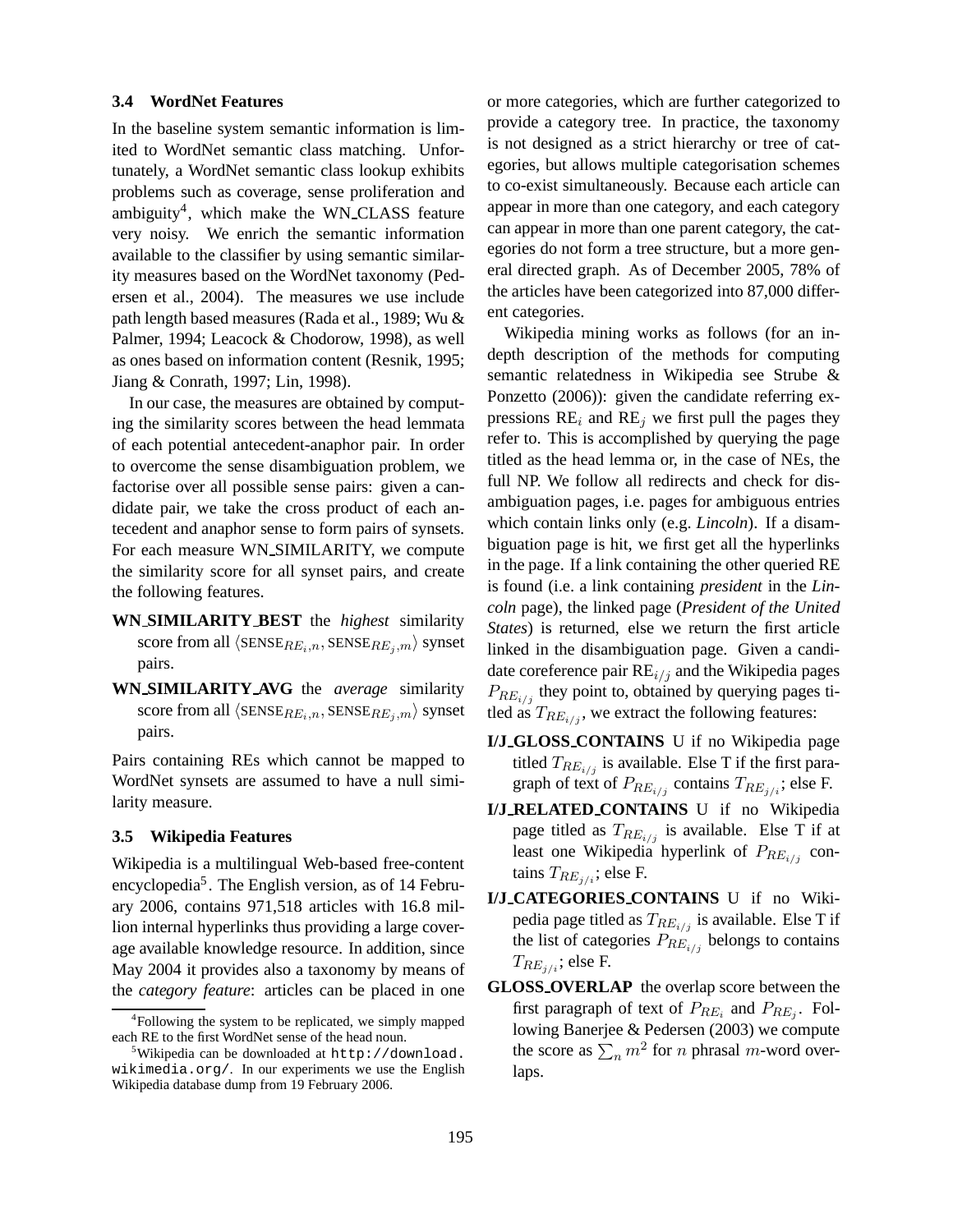### 3.4 WordNet Features

In the baseline system semantic information is limited to WordNet semantic class matching. Unfortunately, a WordNet semantic class lookup exhibits problems such as coverage, sense proliferation and ambiguity[4], which make the WN_CLASS feature very noisy. We enrich the semantic information available to the classifier by using semantic similarity measures based on the WordNet taxonomy (Pedersen et al., 2004). The measures we use include path length based measures (Rada et al., 1989; Wu & Palmer, 1994; Leacock & Chodorow, 1998), as well as ones based on information content (Resnik, 1995; Jiang & Conrath, 1997; Lin, 1998).

In our case, the measures are obtained by computing the similarity scores between the head lemmata of each potential antecedent-anaphor pair. In order to overcome the sense disambiguation problem, we factorise over all possible sense pairs: given a candidate pair, we take the cross product of each antecedent and anaphor sense to form pairs of synsets. For each measure WN_SIMILARITY, we compute the similarity score for all synset pairs, and create the following features.

**WN_SIMILARITY_BEST** the *highest* similarity score from all $\langle \text{SENSE}_{RE_i,n}, \text{SENSE}_{RE_j,m} \rangle$ synset pairs.

**WN_SIMILARITY_AVG** the *average* similarity score from all $\langle \text{SENSE}_{RE_i,n}, \text{SENSE}_{RE_j,m} \rangle$ synset pairs.

Pairs containing REs which cannot be mapped to WordNet synsets are assumed to have a null similarity measure.

### 3.5 Wikipedia Features

Wikipedia is a multilingual Web-based free-content encyclopedia[5]. The English version, as of 14 February 2006, contains 971,518 articles with 16.8 million internal hyperlinks thus providing a large coverage available knowledge resource. In addition, since May 2004 it provides also a taxonomy by means of the *category feature*: articles can be placed in one or more categories, which are further categorized to provide a category tree. In practice, the taxonomy is not designed as a strict hierarchy or tree of categories, but allows multiple categorisation schemes to co-exist simultaneously. Because each article can appear in more than one category, and each category can appear in more than one parent category, the categories do not form a tree structure, but a more general directed graph. As of December 2005, 78% of the articles have been categorized into 87,000 different categories.

Wikipedia mining works as follows (for an in-depth description of the methods for computing semantic relatedness in Wikipedia see Strube & Ponzetto (2006)): given the candidate referring expressions $\text{RE}_i$ and $\text{RE}_j$ we first pull the pages they refer to. This is accomplished by querying the page titled as the head lemma or, in the case of NEs, the full NP. We follow all redirects and check for disambiguation pages, i.e. pages for ambiguous entries which contain links only (e.g. *Lincoln*). If a disambiguation page is hit, we first get all the hyperlinks in the page. If a link containing the other queried RE is found (i.e. a link containing *president* in the *Lincoln* page), the linked page (*President of the United States*) is returned, else we return the first article linked in the disambiguation page. Given a candidate coreference pair $\text{RE}_{i/j}$ and the Wikipedia pages $P_{RE_{i/j}}$ they point to, obtained by querying pages titled as $T_{RE_{i/j}}$, we extract the following features:

**I/J_GLOSS_CONTAINS** U if no Wikipedia page titled $T_{RE_{i/j}}$ is available. Else T if the first paragraph of text of $P_{RE_{i/j}}$ contains $T_{RE_{j/i}}$; else F.

**I/J_RELATED_CONTAINS** U if no Wikipedia page titled as $T_{RE_{i/j}}$ is available. Else T if at least one Wikipedia hyperlink of $P_{RE_{i/j}}$ contains $T_{RE_{j/i}}$; else F.

**I/J_CATEGORIES_CONTAINS** U if no Wikipedia page titled as $T_{RE_{i/j}}$ is available. Else T if the list of categories $P_{RE_{i/j}}$ belongs to contains $T_{RE_{j/i}}$; else F.

**GLOSS_OVERLAP** the overlap score between the first paragraph of text of $P_{RE_i}$ and $P_{RE_j}$. Following Banerjee & Pedersen (2003) we compute the score as $\sum_n m^2$ for $n$ phrasal $m$-word overlaps.

[4]Following the system to be replicated, we simply mapped each RE to the first WordNet sense of the head noun.

[5]Wikipedia can be downloaded at `http://download.wikimedia.org/`. In our experiments we use the English Wikipedia database dump from 19 February 2006.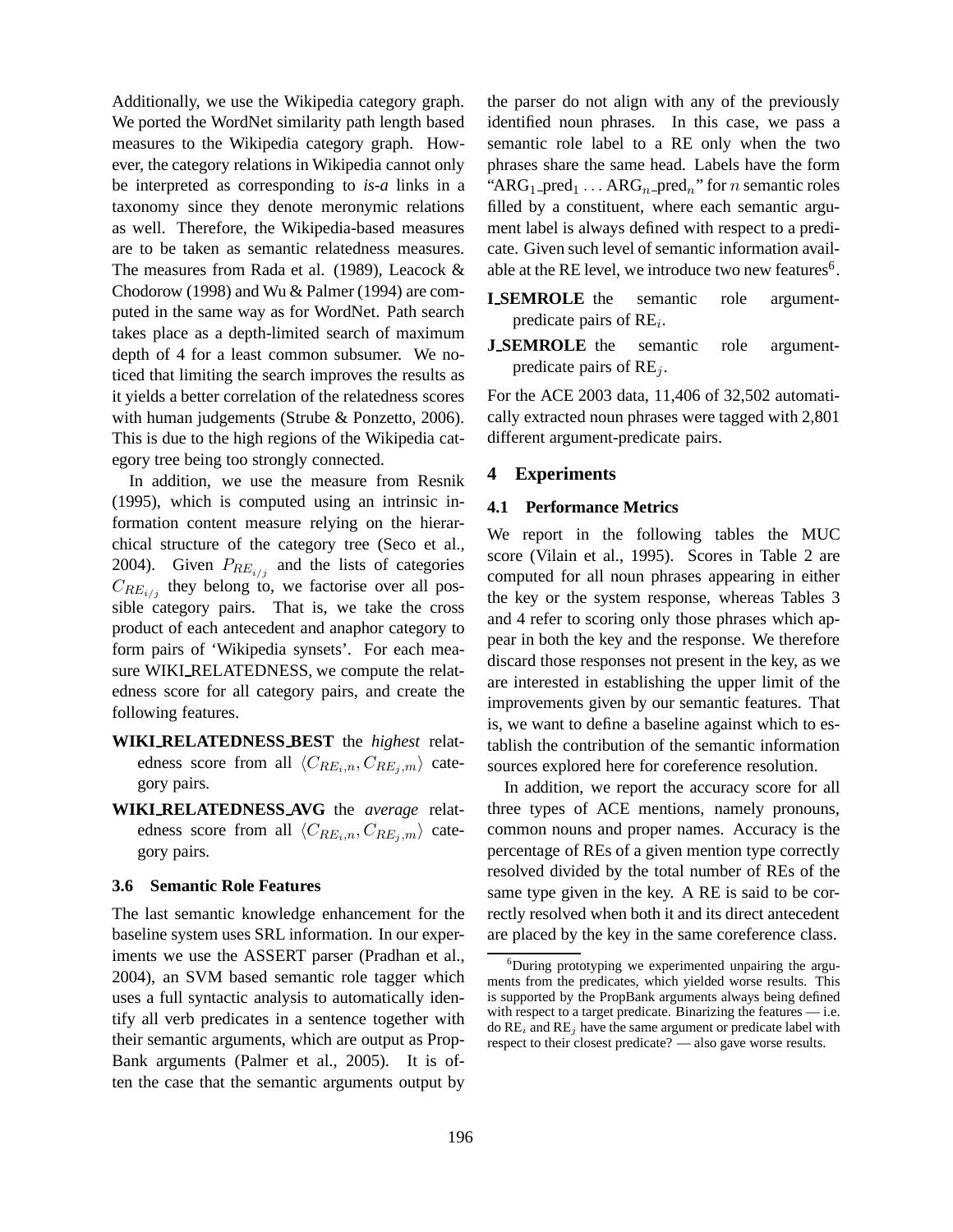Additionally, we use the Wikipedia category graph. We ported the WordNet similarity path length based measures to the Wikipedia category graph. However, the category relations in Wikipedia cannot only be interpreted as corresponding to *is-a* links in a taxonomy since they denote meronymic relations as well. Therefore, the Wikipedia-based measures are to be taken as semantic relatedness measures. The measures from Rada et al. (1989), Leacock & Chodorow (1998) and Wu & Palmer (1994) are computed in the same way as for WordNet. Path search takes place as a depth-limited search of maximum depth of 4 for a least common subsumer. We noticed that limiting the search improves the results as it yields a better correlation of the relatedness scores with human judgements (Strube & Ponzetto, 2006). This is due to the high regions of the Wikipedia category tree being too strongly connected.

In addition, we use the measure from Resnik (1995), which is computed using an intrinsic information content measure relying on the hierarchical structure of the category tree (Seco et al., 2004). Given $P_{RE_{i/j}}$ and the lists of categories $C_{RE_{i/j}}$ they belong to, we factorise over all possible category pairs. That is, we take the cross product of each antecedent and anaphor category to form pairs of 'Wikipedia synsets'. For each measure WIKI_RELATEDNESS, we compute the relatedness score for all category pairs, and create the following features.

**WIKI_RELATEDNESS_BEST** the *highest* relatedness score from all $\langle C_{RE_i,n}, C_{RE_j,m} \rangle$ category pairs.

**WIKI_RELATEDNESS_AVG** the *average* relatedness score from all $\langle C_{RE_i,n}, C_{RE_j,m} \rangle$ category pairs.

### 3.6 Semantic Role Features

The last semantic knowledge enhancement for the baseline system uses SRL information. In our experiments we use the ASSERT parser (Pradhan et al., 2004), an SVM based semantic role tagger which uses a full syntactic analysis to automatically identify all verb predicates in a sentence together with their semantic arguments, which are output as PropBank arguments (Palmer et al., 2005). It is often the case that the semantic arguments output by the parser do not align with any of the previously identified noun phrases. In this case, we pass a semantic role label to a RE only when the two phrases share the same head. Labels have the form "$\text{ARG}_1$\_$\text{pred}_1 \ldots \text{ARG}_n$\_$\text{pred}_n$" for $n$ semantic roles filled by a constituent, where each semantic argument label is always defined with respect to a predicate. Given such level of semantic information available at the RE level, we introduce two new features[6].

**I_SEMROLE** the semantic role argument-predicate pairs of $\text{RE}_i$.

**J_SEMROLE** the semantic role argument-predicate pairs of $\text{RE}_j$.

For the ACE 2003 data, 11,406 of 32,502 automatically extracted noun phrases were tagged with 2,801 different argument-predicate pairs.

## 4 Experiments

### 4.1 Performance Metrics

We report in the following tables the MUC score (Vilain et al., 1995). Scores in Table 2 are computed for all noun phrases appearing in either the key or the system response, whereas Tables 3 and 4 refer to scoring only those phrases which appear in both the key and the response. We therefore discard those responses not present in the key, as we are interested in establishing the upper limit of the improvements given by our semantic features. That is, we want to define a baseline against which to establish the contribution of the semantic information sources explored here for coreference resolution.

In addition, we report the accuracy score for all three types of ACE mentions, namely pronouns, common nouns and proper names. Accuracy is the percentage of REs of a given mention type correctly resolved divided by the total number of REs of the same type given in the key. A RE is said to be correctly resolved when both it and its direct antecedent are placed by the key in the same coreference class.

[6] During prototyping we experimented unpairing the arguments from the predicates, which yielded worse results. This is supported by the PropBank arguments always being defined with respect to a target predicate. Binarizing the features — i.e. do $\text{RE}_i$ and $\text{RE}_j$ have the same argument or predicate label with respect to their closest predicate? — also gave worse results.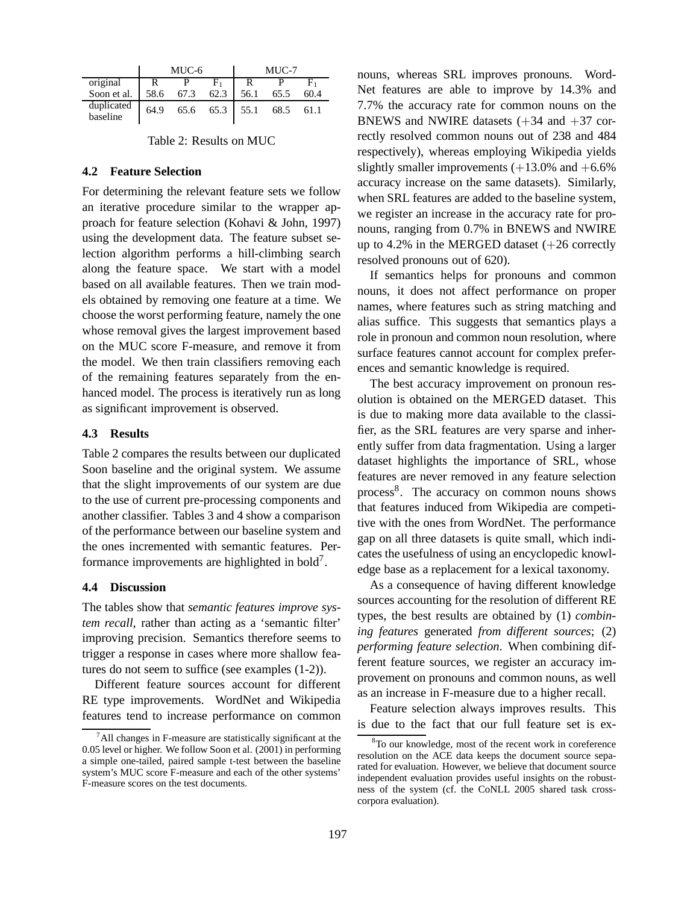|  | MUC-6 |  |  | MUC-7 |  |  |
|---|---|---|---|---|---|---|
| original | R | P | $F_1$ | R | P | $F_1$ |
| Soon et al. | 58.6 | 67.3 | 62.3 | 56.1 | 65.5 | 60.4 |
| duplicated baseline | 64.9 | 65.6 | 65.3 | 55.1 | 68.5 | 61.1 |

Table 2: Results on MUC

### 4.2 Feature Selection

For determining the relevant feature sets we follow an iterative procedure similar to the wrapper approach for feature selection (Kohavi & John, 1997) using the development data. The feature subset selection algorithm performs a hill-climbing search along the feature space. We start with a model based on all available features. Then we train models obtained by removing one feature at a time. We choose the worst performing feature, namely the one whose removal gives the largest improvement based on the MUC score F-measure, and remove it from the model. We then train classifiers removing each of the remaining features separately from the enhanced model. The process is iteratively run as long as significant improvement is observed.

### 4.3 Results

Table 2 compares the results between our duplicated Soon baseline and the original system. We assume that the slight improvements of our system are due to the use of current pre-processing components and another classifier. Tables 3 and 4 show a comparison of the performance between our baseline system and the ones incremented with semantic features. Performance improvements are highlighted in bold[7].

### 4.4 Discussion

The tables show that *semantic features improve system recall*, rather than acting as a 'semantic filter' improving precision. Semantics therefore seems to trigger a response in cases where more shallow features do not seem to suffice (see examples (1-2)).

Different feature sources account for different RE type improvements. WordNet and Wikipedia features tend to increase performance on common nouns, whereas SRL improves pronouns. WordNet features are able to improve by 14.3% and 7.7% the accuracy rate for common nouns on the BNEWS and NWIRE datasets (+34 and +37 correctly resolved common nouns out of 238 and 484 respectively), whereas employing Wikipedia yields slightly smaller improvements (+13.0% and +6.6% accuracy increase on the same datasets). Similarly, when SRL features are added to the baseline system, we register an increase in the accuracy rate for pronouns, ranging from 0.7% in BNEWS and NWIRE up to 4.2% in the MERGED dataset (+26 correctly resolved pronouns out of 620).

If semantics helps for pronouns and common nouns, it does not affect performance on proper names, where features such as string matching and alias suffice. This suggests that semantics plays a role in pronoun and common noun resolution, where surface features cannot account for complex preferences and semantic knowledge is required.

The best accuracy improvement on pronoun resolution is obtained on the MERGED dataset. This is due to making more data available to the classifier, as the SRL features are very sparse and inherently suffer from data fragmentation. Using a larger dataset highlights the importance of SRL, whose features are never removed in any feature selection process[8]. The accuracy on common nouns shows that features induced from Wikipedia are competitive with the ones from WordNet. The performance gap on all three datasets is quite small, which indicates the usefulness of using an encyclopedic knowledge base as a replacement for a lexical taxonomy.

As a consequence of having different knowledge sources accounting for the resolution of different RE types, the best results are obtained by (1) *combining features* generated *from different sources*; (2) *performing feature selection*. When combining different feature sources, we register an accuracy improvement on pronouns and common nouns, as well as an increase in F-measure due to a higher recall.

Feature selection always improves results. This is due to the fact that our full feature set is ex-

[7] All changes in F-measure are statistically significant at the 0.05 level or higher. We follow Soon et al. (2001) in performing a simple one-tailed, paired sample t-test between the baseline system's MUC score F-measure and each of the other systems' F-measure scores on the test documents.

[8] To our knowledge, most of the recent work in coreference resolution on the ACE data keeps the document source separated for evaluation. However, we believe that document source independent evaluation provides useful insights on the robustness of the system (cf. the CoNLL 2005 shared task cross-corpora evaluation).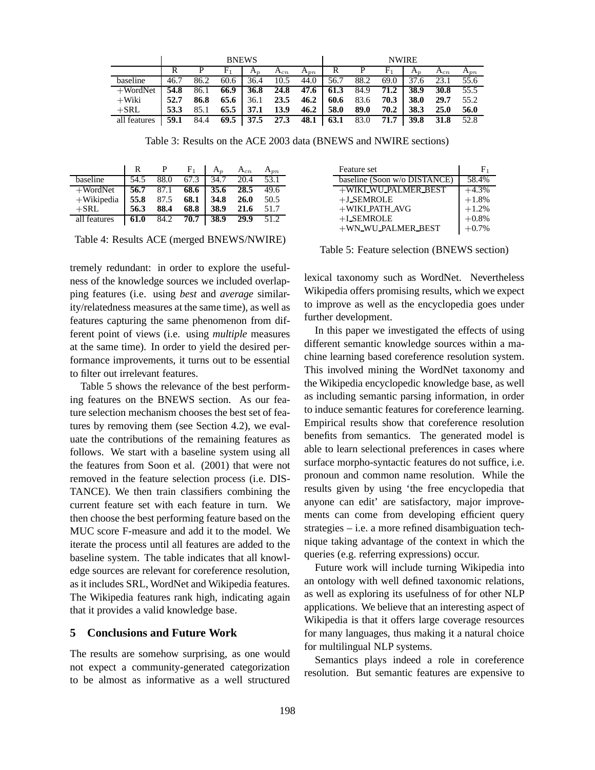| | BNEWS | | | | | | NWIRE | | | | | |
|---|---|---|---|---|---|---|---|---|---|---|---|---|
| | R | P | $F_1$ | $A_p$ | $A_{cn}$ | $A_{pn}$ | R | P | $F_1$ | $A_p$ | $A_{cn}$ | $A_{pn}$ |
| baseline | 46.7 | 86.2 | 60.6 | 36.4 | 10.5 | 44.0 | 56.7 | 88.2 | 69.0 | 37.6 | 23.1 | 55.6 |
| +WordNet | **54.8** | 86.1 | **66.9** | **36.8** | **24.8** | **47.6** | **61.3** | 84.9 | **71.2** | **38.9** | **30.8** | 55.5 |
| +Wiki | **52.7** | **86.8** | **65.6** | 36.1 | **23.5** | **46.2** | **60.6** | 83.6 | **70.3** | **38.0** | **29.7** | 55.2 |
| +SRL | **53.3** | 85.1 | **65.5** | **37.1** | **13.9** | **46.2** | **58.0** | **89.0** | **70.2** | **38.3** | **25.0** | **56.0** |
| all features | **59.1** | 84.4 | **69.5** | **37.5** | **27.3** | **48.1** | **63.1** | 83.0 | **71.7** | **39.8** | **31.8** | 52.8 |

Table 3: Results on the ACE 2003 data (BNEWS and NWIRE sections)

| | R | P | $F_1$ | $A_p$ | $A_{cn}$ | $A_{pn}$ |
|---|---|---|---|---|---|---|
| baseline | 54.5 | 88.0 | 67.3 | 34.7 | 20.4 | 53.1 |
| +WordNet | **56.7** | 87.1 | **68.6** | **35.6** | **28.5** | 49.6 |
| +Wikipedia | **55.8** | 87.5 | **68.1** | **34.8** | **26.0** | 50.5 |
| +SRL | **56.3** | **88.4** | **68.8** | **38.9** | **21.6** | 51.7 |
| all features | **61.0** | 84.2 | **70.7** | **38.9** | **29.9** | 51.2 |

Table 4: Results ACE (merged BNEWS/NWIRE)

| Feature set | $F_1$ |
|---|---|
| baseline (Soon w/o DISTANCE) | 58.4% |
| +WIKI_WU_PALMER_BEST | +4.3% |
| +J_SEMROLE | +1.8% |
| +WIKI_PATH_AVG | +1.2% |
| +I_SEMROLE | +0.8% |
| +WN_WU_PALMER_BEST | +0.7% |

Table 5: Feature selection (BNEWS section)

tremely redundant: in order to explore the usefulness of the knowledge sources we included overlapping features (i.e. using *best* and *average* similarity/relatedness measures at the same time), as well as features capturing the same phenomenon from different point of views (i.e. using *multiple* measures at the same time). In order to yield the desired performance improvements, it turns out to be essential to filter out irrelevant features.

Table 5 shows the relevance of the best performing features on the BNEWS section. As our feature selection mechanism chooses the best set of features by removing them (see Section 4.2), we evaluate the contributions of the remaining features as follows. We start with a baseline system using all the features from Soon et al. (2001) that were not removed in the feature selection process (i.e. DISTANCE). We then train classifiers combining the current feature set with each feature in turn. We then choose the best performing feature based on the MUC score F-measure and add it to the model. We iterate the process until all features are added to the baseline system. The table indicates that all knowledge sources are relevant for coreference resolution, as it includes SRL, WordNet and Wikipedia features. The Wikipedia features rank high, indicating again that it provides a valid knowledge base.

## 5 Conclusions and Future Work

The results are somehow surprising, as one would not expect a community-generated categorization to be almost as informative as a well structured lexical taxonomy such as WordNet. Nevertheless Wikipedia offers promising results, which we expect to improve as well as the encyclopedia goes under further development.

In this paper we investigated the effects of using different semantic knowledge sources within a machine learning based coreference resolution system. This involved mining the WordNet taxonomy and the Wikipedia encyclopedic knowledge base, as well as including semantic parsing information, in order to induce semantic features for coreference learning. Empirical results show that coreference resolution benefits from semantics. The generated model is able to learn selectional preferences in cases where surface morpho-syntactic features do not suffice, i.e. pronoun and common name resolution. While the results given by using 'the free encyclopedia that anyone can edit' are satisfactory, major improvements can come from developing efficient query strategies – i.e. a more refined disambiguation technique taking advantage of the context in which the queries (e.g. referring expressions) occur.

Future work will include turning Wikipedia into an ontology with well defined taxonomic relations, as well as exploring its usefulness of for other NLP applications. We believe that an interesting aspect of Wikipedia is that it offers large coverage resources for many languages, thus making it a natural choice for multilingual NLP systems.

Semantics plays indeed a role in coreference resolution. But semantic features are expensive to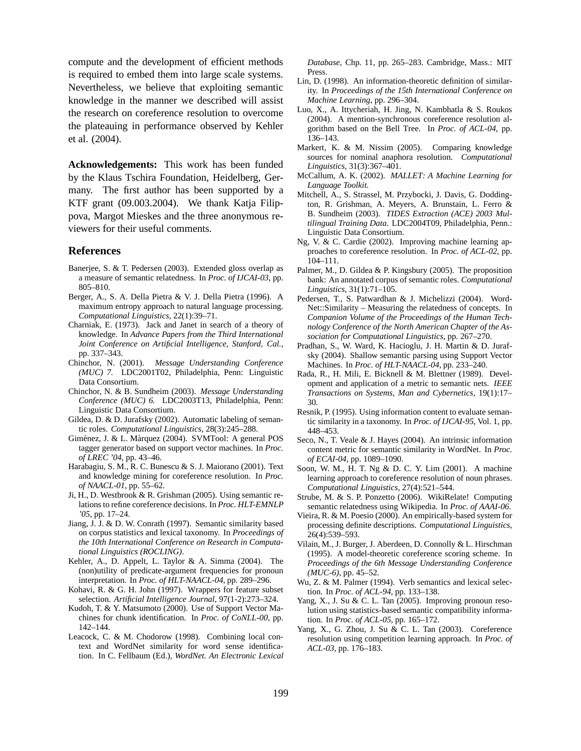compute and the development of efficient methods is required to embed them into large scale systems. Nevertheless, we believe that exploiting semantic knowledge in the manner we described will assist the research on coreference resolution to overcome the plateauing in performance observed by Kehler et al. (2004).

**Acknowledgements:** This work has been funded by the Klaus Tschira Foundation, Heidelberg, Germany. The first author has been supported by a KTF grant (09.003.2004). We thank Katja Filippova, Margot Mieskes and the three anonymous reviewers for their useful comments.

## References

Banerjee, S. & T. Pedersen (2003). Extended gloss overlap as a measure of semantic relatedness. In *Proc. of IJCAI-03*, pp. 805–810.

Berger, A., S. A. Della Pietra & V. J. Della Pietra (1996). A maximum entropy approach to natural language processing. *Computational Linguistics*, 22(1):39–71.

Charniak, E. (1973). Jack and Janet in search of a theory of knowledge. In *Advance Papers from the Third International Joint Conference on Artificial Intelligence, Stanford, Cal.*, pp. 337–343.

Chinchor, N. (2001). *Message Understanding Conference (MUC) 7.* LDC2001T02, Philadelphia, Penn: Linguistic Data Consortium.

Chinchor, N. & B. Sundheim (2003). *Message Understanding Conference (MUC) 6.* LDC2003T13, Philadelphia, Penn: Linguistic Data Consortium.

Gildea, D. & D. Jurafsky (2002). Automatic labeling of semantic roles. *Computational Linguistics*, 28(3):245–288.

Giménez, J. & L. Màrquez (2004). SVMTool: A general POS tagger generator based on support vector machines. In *Proc. of LREC '04*, pp. 43–46.

Harabagiu, S. M., R. C. Bunescu & S. J. Maiorano (2001). Text and knowledge mining for coreference resolution. In *Proc. of NAACL-01*, pp. 55–62.

Ji, H., D. Westbrook & R. Grishman (2005). Using semantic relations to refine coreference decisions. In *Proc. HLT-EMNLP '05*, pp. 17–24.

Jiang, J. J. & D. W. Conrath (1997). Semantic similarity based on corpus statistics and lexical taxonomy. In *Proceedings of the 10th International Conference on Research in Computational Linguistics (ROCLING)*.

Kehler, A., D. Appelt, L. Taylor & A. Simma (2004). The (non)utility of predicate-argument frequencies for pronoun interpretation. In *Proc. of HLT-NAACL-04*, pp. 289–296.

Kohavi, R. & G. H. John (1997). Wrappers for feature subset selection. *Artificial Intelligence Journal*, 97(1-2):273–324.

Kudoh, T. & Y. Matsumoto (2000). Use of Support Vector Machines for chunk identification. In *Proc. of CoNLL-00*, pp. 142–144.

Leacock, C. & M. Chodorow (1998). Combining local context and WordNet similarity for word sense identification. In C. Fellbaum (Ed.), *WordNet. An Electronic Lexical Database*, Chp. 11, pp. 265–283. Cambridge, Mass.: MIT Press.

Lin, D. (1998). An information-theoretic definition of similarity. In *Proceedings of the 15th International Conference on Machine Learning*, pp. 296–304.

Luo, X., A. Ittycheriah, H. Jing, N. Kambhatla & S. Roukos (2004). A mention-synchronous coreference resolution algorithm based on the Bell Tree. In *Proc. of ACL-04*, pp. 136–143.

Markert, K. & M. Nissim (2005). Comparing knowledge sources for nominal anaphora resolution. *Computational Linguistics*, 31(3):367–401.

McCallum, A. K. (2002). *MALLET: A Machine Learning for Language Toolkit.*

Mitchell, A., S. Strassel, M. Przybocki, J. Davis, G. Doddington, R. Grishman, A. Meyers, A. Brunstain, L. Ferro & B. Sundheim (2003). *TIDES Extraction (ACE) 2003 Multilingual Training Data.* LDC2004T09, Philadelphia, Penn.: Linguistic Data Consortium.

Ng, V. & C. Cardie (2002). Improving machine learning approaches to coreference resolution. In *Proc. of ACL-02*, pp. 104–111.

Palmer, M., D. Gildea & P. Kingsbury (2005). The proposition bank: An annotated corpus of semantic roles. *Computational Linguistics*, 31(1):71–105.

Pedersen, T., S. Patwardhan & J. Michelizzi (2004). WordNet::Similarity – Measuring the relatedness of concepts. In *Companion Volume of the Proceedings of the Human Technology Conference of the North American Chapter of the Association for Computational Linguistics*, pp. 267–270.

Pradhan, S., W. Ward, K. Hacioglu, J. H. Martin & D. Jurafsky (2004). Shallow semantic parsing using Support Vector Machines. In *Proc. of HLT-NAACL-04*, pp. 233–240.

Rada, R., H. Mili, E. Bicknell & M. Blettner (1989). Development and application of a metric to semantic nets. *IEEE Transactions on Systems, Man and Cybernetics*, 19(1):17–30.

Resnik, P. (1995). Using information content to evaluate semantic similarity in a taxonomy. In *Proc. of IJCAI-95*, Vol. 1, pp. 448–453.

Seco, N., T. Veale & J. Hayes (2004). An intrinsic information content metric for semantic similarity in WordNet. In *Proc. of ECAI-04*, pp. 1089–1090.

Soon, W. M., H. T. Ng & D. C. Y. Lim (2001). A machine learning approach to coreference resolution of noun phrases. *Computational Linguistics*, 27(4):521–544.

Strube, M. & S. P. Ponzetto (2006). WikiRelate! Computing semantic relatedness using Wikipedia. In *Proc. of AAAI-06*.

Vieira, R. & M. Poesio (2000). An empirically-based system for processing definite descriptions. *Computational Linguistics*, 26(4):539–593.

Vilain, M., J. Burger, J. Aberdeen, D. Connolly & L. Hirschman (1995). A model-theoretic coreference scoring scheme. In *Proceedings of the 6th Message Understanding Conference (MUC-6)*, pp. 45–52.

Wu, Z. & M. Palmer (1994). Verb semantics and lexical selection. In *Proc. of ACL-94*, pp. 133–138.

Yang, X., J. Su & C. L. Tan (2005). Improving pronoun resolution using statistics-based semantic compatibility information. In *Proc. of ACL-05*, pp. 165–172.

Yang, X., G. Zhou, J. Su & C. L. Tan (2003). Coreference resolution using competition learning approach. In *Proc. of ACL-03*, pp. 176–183.